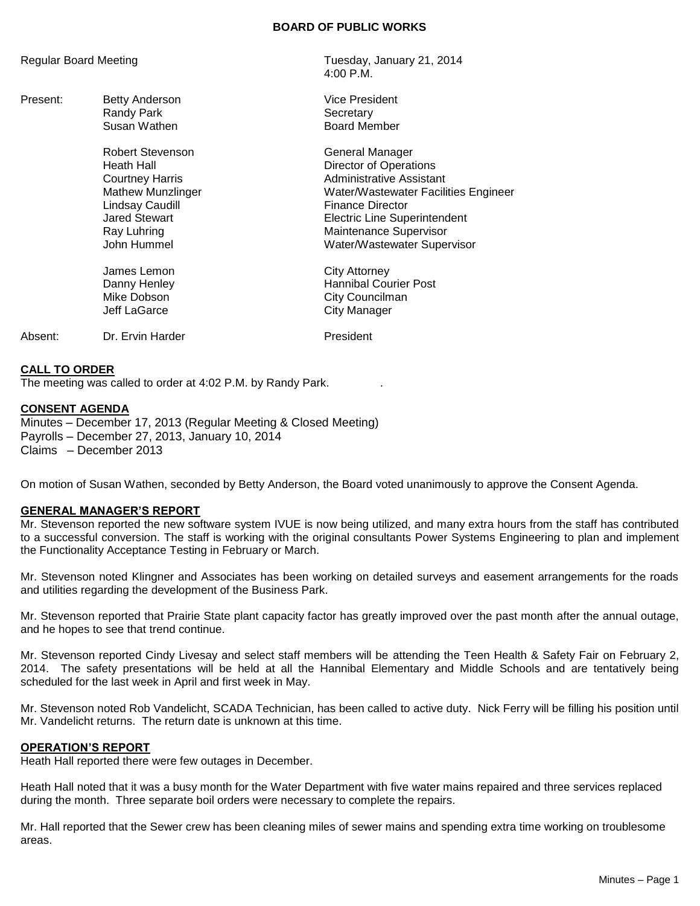# BOARD OF PUBLIC WORKS

Regular Board Meeting — Tuesday, January 21, 2014, 4:00 P.M.

| | | |
|---|---|---|
| Present: | Betty Anderson | Vice President |
| | Randy Park | Secretary |
| | Susan Wathen | Board Member |
| | | |
| | Robert Stevenson | General Manager |
| | Heath Hall | Director of Operations |
| | Courtney Harris | Administrative Assistant |
| | Mathew Munzlinger | Water/Wastewater Facilities Engineer |
| | Lindsay Caudill | Finance Director |
| | Jared Stewart | Electric Line Superintendent |
| | Ray Luhring | Maintenance Supervisor |
| | John Hummel | Water/Wastewater Supervisor |
| | | |
| | James Lemon | City Attorney |
| | Danny Henley | Hannibal Courier Post |
| | Mike Dobson | City Councilman |
| | Jeff LaGarce | City Manager |
| | | |
| Absent: | Dr. Ervin Harder | President |

## CALL TO ORDER

The meeting was called to order at 4:02 P.M. by Randy Park.

## CONSENT AGENDA

Minutes – December 17, 2013 (Regular Meeting & Closed Meeting)
Payrolls – December 27, 2013, January 10, 2014
Claims – December 2013

On motion of Susan Wathen, seconded by Betty Anderson, the Board voted unanimously to approve the Consent Agenda.

## GENERAL MANAGER'S REPORT

Mr. Stevenson reported the new software system IVUE is now being utilized, and many extra hours from the staff has contributed to a successful conversion. The staff is working with the original consultants Power Systems Engineering to plan and implement the Functionality Acceptance Testing in February or March.

Mr. Stevenson noted Klingner and Associates has been working on detailed surveys and easement arrangements for the roads and utilities regarding the development of the Business Park.

Mr. Stevenson reported that Prairie State plant capacity factor has greatly improved over the past month after the annual outage, and he hopes to see that trend continue.

Mr. Stevenson reported Cindy Livesay and select staff members will be attending the Teen Health & Safety Fair on February 2, 2014. The safety presentations will be held at all the Hannibal Elementary and Middle Schools and are tentatively being scheduled for the last week in April and first week in May.

Mr. Stevenson noted Rob Vandelicht, SCADA Technician, has been called to active duty. Nick Ferry will be filling his position until Mr. Vandelicht returns. The return date is unknown at this time.

## OPERATION'S REPORT

Heath Hall reported there were few outages in December.

Heath Hall noted that it was a busy month for the Water Department with five water mains repaired and three services replaced during the month. Three separate boil orders were necessary to complete the repairs.

Mr. Hall reported that the Sewer crew has been cleaning miles of sewer mains and spending extra time working on troublesome areas.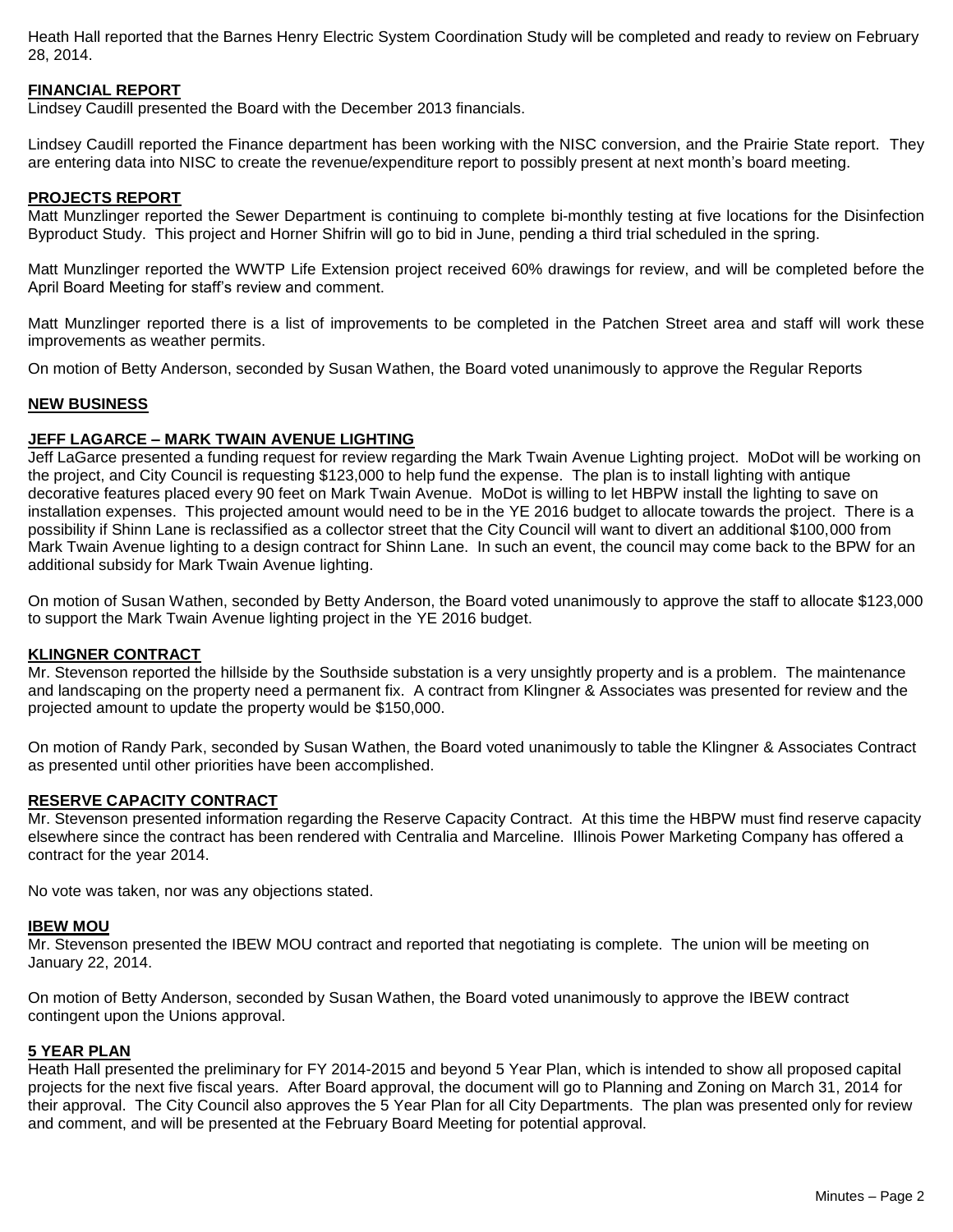Heath Hall reported that the Barnes Henry Electric System Coordination Study will be completed and ready to review on February 28, 2014.

## FINANCIAL REPORT

Lindsey Caudill presented the Board with the December 2013 financials.

Lindsey Caudill reported the Finance department has been working with the NISC conversion, and the Prairie State report. They are entering data into NISC to create the revenue/expenditure report to possibly present at next month's board meeting.

## PROJECTS REPORT

Matt Munzlinger reported the Sewer Department is continuing to complete bi-monthly testing at five locations for the Disinfection Byproduct Study. This project and Horner Shifrin will go to bid in June, pending a third trial scheduled in the spring.

Matt Munzlinger reported the WWTP Life Extension project received 60% drawings for review, and will be completed before the April Board Meeting for staff's review and comment.

Matt Munzlinger reported there is a list of improvements to be completed in the Patchen Street area and staff will work these improvements as weather permits.

On motion of Betty Anderson, seconded by Susan Wathen, the Board voted unanimously to approve the Regular Reports

## NEW BUSINESS

## JEFF LAGARCE – MARK TWAIN AVENUE LIGHTING

Jeff LaGarce presented a funding request for review regarding the Mark Twain Avenue Lighting project. MoDot will be working on the project, and City Council is requesting $123,000 to help fund the expense. The plan is to install lighting with antique decorative features placed every 90 feet on Mark Twain Avenue. MoDot is willing to let HBPW install the lighting to save on installation expenses. This projected amount would need to be in the YE 2016 budget to allocate towards the project. There is a possibility if Shinn Lane is reclassified as a collector street that the City Council will want to divert an additional $100,000 from Mark Twain Avenue lighting to a design contract for Shinn Lane. In such an event, the council may come back to the BPW for an additional subsidy for Mark Twain Avenue lighting.

On motion of Susan Wathen, seconded by Betty Anderson, the Board voted unanimously to approve the staff to allocate $123,000 to support the Mark Twain Avenue lighting project in the YE 2016 budget.

## KLINGNER CONTRACT

Mr. Stevenson reported the hillside by the Southside substation is a very unsightly property and is a problem. The maintenance and landscaping on the property need a permanent fix. A contract from Klingner & Associates was presented for review and the projected amount to update the property would be $150,000.

On motion of Randy Park, seconded by Susan Wathen, the Board voted unanimously to table the Klingner & Associates Contract as presented until other priorities have been accomplished.

## RESERVE CAPACITY CONTRACT

Mr. Stevenson presented information regarding the Reserve Capacity Contract. At this time the HBPW must find reserve capacity elsewhere since the contract has been rendered with Centralia and Marceline. Illinois Power Marketing Company has offered a contract for the year 2014.

No vote was taken, nor was any objections stated.

## IBEW MOU

Mr. Stevenson presented the IBEW MOU contract and reported that negotiating is complete. The union will be meeting on January 22, 2014.

On motion of Betty Anderson, seconded by Susan Wathen, the Board voted unanimously to approve the IBEW contract contingent upon the Unions approval.

## 5 YEAR PLAN

Heath Hall presented the preliminary for FY 2014-2015 and beyond 5 Year Plan, which is intended to show all proposed capital projects for the next five fiscal years. After Board approval, the document will go to Planning and Zoning on March 31, 2014 for their approval. The City Council also approves the 5 Year Plan for all City Departments. The plan was presented only for review and comment, and will be presented at the February Board Meeting for potential approval.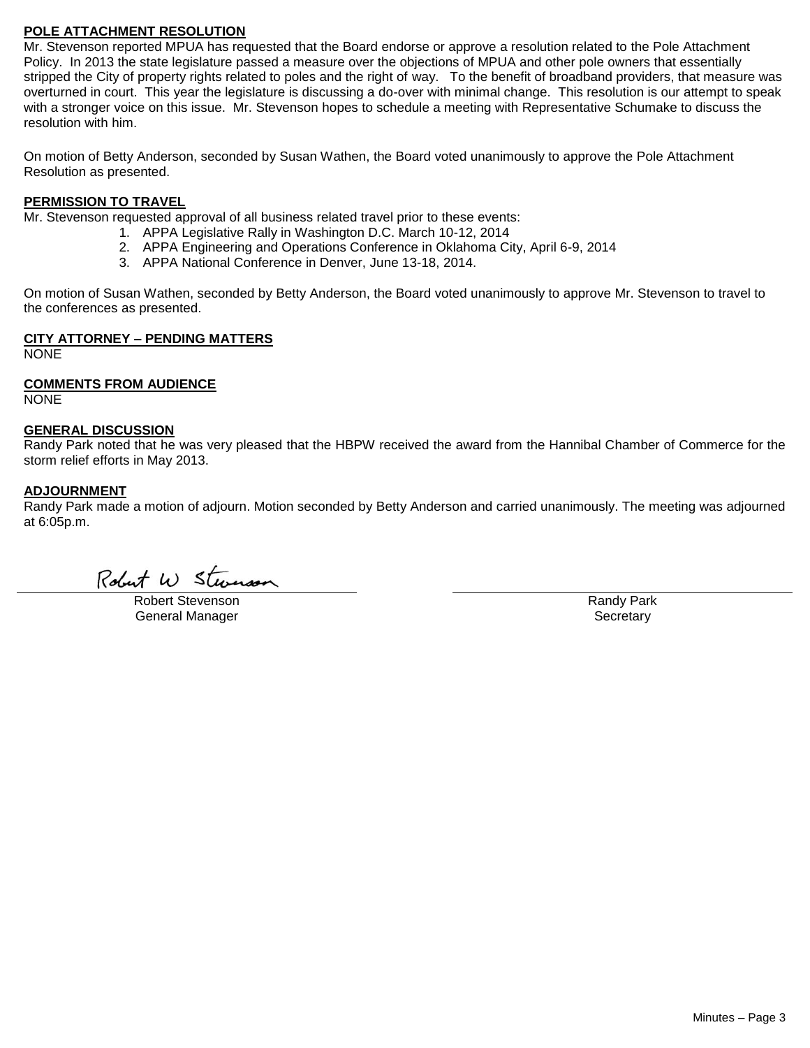**POLE ATTACHMENT RESOLUTION**

Mr. Stevenson reported MPUA has requested that the Board endorse or approve a resolution related to the Pole Attachment Policy. In 2013 the state legislature passed a measure over the objections of MPUA and other pole owners that essentially stripped the City of property rights related to poles and the right of way. To the benefit of broadband providers, that measure was overturned in court. This year the legislature is discussing a do-over with minimal change. This resolution is our attempt to speak with a stronger voice on this issue. Mr. Stevenson hopes to schedule a meeting with Representative Schumake to discuss the resolution with him.

On motion of Betty Anderson, seconded by Susan Wathen, the Board voted unanimously to approve the Pole Attachment Resolution as presented.

**PERMISSION TO TRAVEL**

Mr. Stevenson requested approval of all business related travel prior to these events:

1. APPA Legislative Rally in Washington D.C. March 10-12, 2014
2. APPA Engineering and Operations Conference in Oklahoma City, April 6-9, 2014
3. APPA National Conference in Denver, June 13-18, 2014.

On motion of Susan Wathen, seconded by Betty Anderson, the Board voted unanimously to approve Mr. Stevenson to travel to the conferences as presented.

**CITY ATTORNEY – PENDING MATTERS**

NONE

**COMMENTS FROM AUDIENCE**

NONE

**GENERAL DISCUSSION**

Randy Park noted that he was very pleased that the HBPW received the award from the Hannibal Chamber of Commerce for the storm relief efforts in May 2013.

**ADJOURNMENT**

Randy Park made a motion of adjourn. Motion seconded by Betty Anderson and carried unanimously. The meeting was adjourned at 6:05p.m.

Robert W Stevenson

Robert Stevenson
General Manager

Randy Park
Secretary